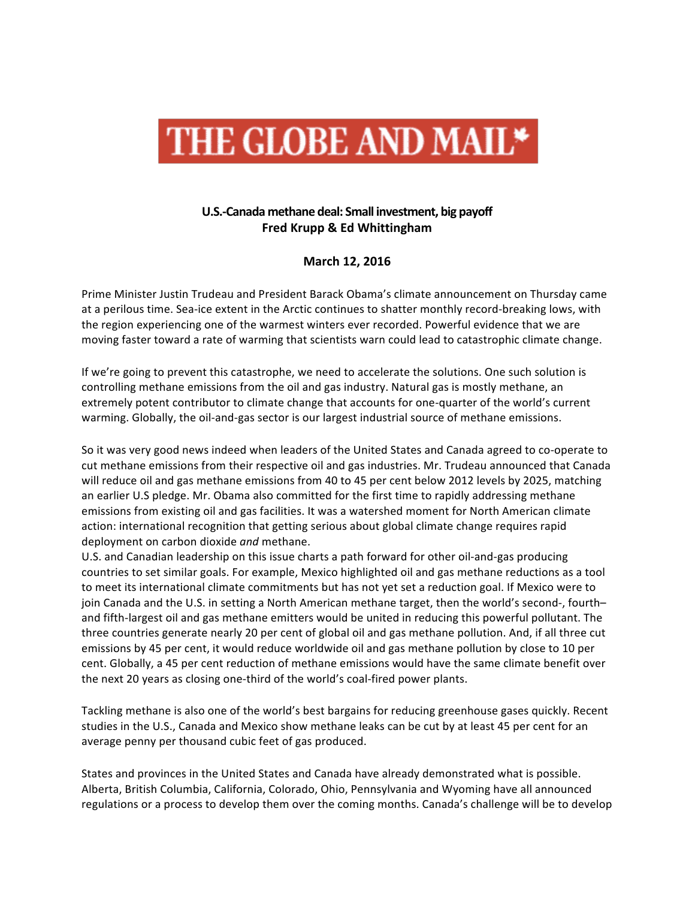# THE GLOBE AND MAIL*

**U.S.-Canada methane deal: Small investment, big payoff**
**Fred Krupp & Ed Whittingham**

**March 12, 2016**

Prime Minister Justin Trudeau and President Barack Obama's climate announcement on Thursday came at a perilous time. Sea-ice extent in the Arctic continues to shatter monthly record-breaking lows, with the region experiencing one of the warmest winters ever recorded. Powerful evidence that we are moving faster toward a rate of warming that scientists warn could lead to catastrophic climate change.

If we're going to prevent this catastrophe, we need to accelerate the solutions. One such solution is controlling methane emissions from the oil and gas industry. Natural gas is mostly methane, an extremely potent contributor to climate change that accounts for one-quarter of the world's current warming. Globally, the oil-and-gas sector is our largest industrial source of methane emissions.

So it was very good news indeed when leaders of the United States and Canada agreed to co-operate to cut methane emissions from their respective oil and gas industries. Mr. Trudeau announced that Canada will reduce oil and gas methane emissions from 40 to 45 per cent below 2012 levels by 2025, matching an earlier U.S pledge. Mr. Obama also committed for the first time to rapidly addressing methane emissions from existing oil and gas facilities. It was a watershed moment for North American climate action: international recognition that getting serious about global climate change requires rapid deployment on carbon dioxide *and* methane.

U.S. and Canadian leadership on this issue charts a path forward for other oil-and-gas producing countries to set similar goals. For example, Mexico highlighted oil and gas methane reductions as a tool to meet its international climate commitments but has not yet set a reduction goal. If Mexico were to join Canada and the U.S. in setting a North American methane target, then the world's second-, fourth– and fifth-largest oil and gas methane emitters would be united in reducing this powerful pollutant. The three countries generate nearly 20 per cent of global oil and gas methane pollution. And, if all three cut emissions by 45 per cent, it would reduce worldwide oil and gas methane pollution by close to 10 per cent. Globally, a 45 per cent reduction of methane emissions would have the same climate benefit over the next 20 years as closing one-third of the world's coal-fired power plants.

Tackling methane is also one of the world's best bargains for reducing greenhouse gases quickly. Recent studies in the U.S., Canada and Mexico show methane leaks can be cut by at least 45 per cent for an average penny per thousand cubic feet of gas produced.

States and provinces in the United States and Canada have already demonstrated what is possible. Alberta, British Columbia, California, Colorado, Ohio, Pennsylvania and Wyoming have all announced regulations or a process to develop them over the coming months. Canada's challenge will be to develop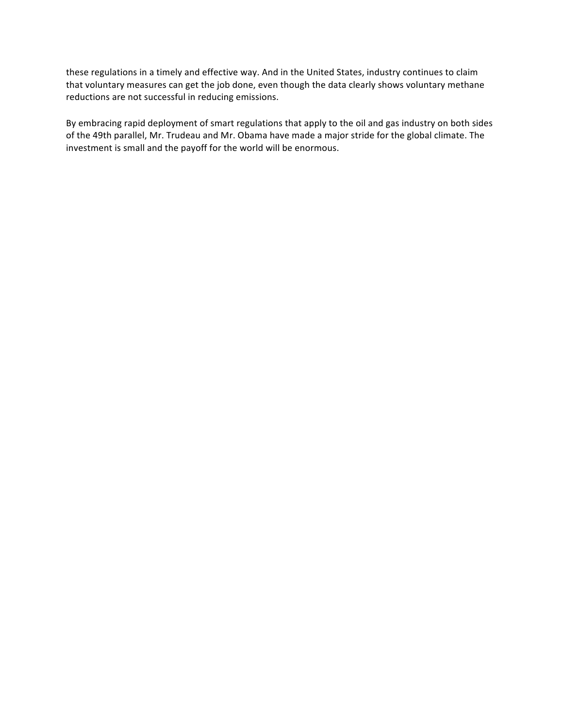these regulations in a timely and effective way. And in the United States, industry continues to claim that voluntary measures can get the job done, even though the data clearly shows voluntary methane reductions are not successful in reducing emissions.

By embracing rapid deployment of smart regulations that apply to the oil and gas industry on both sides of the 49th parallel, Mr. Trudeau and Mr. Obama have made a major stride for the global climate. The investment is small and the payoff for the world will be enormous.